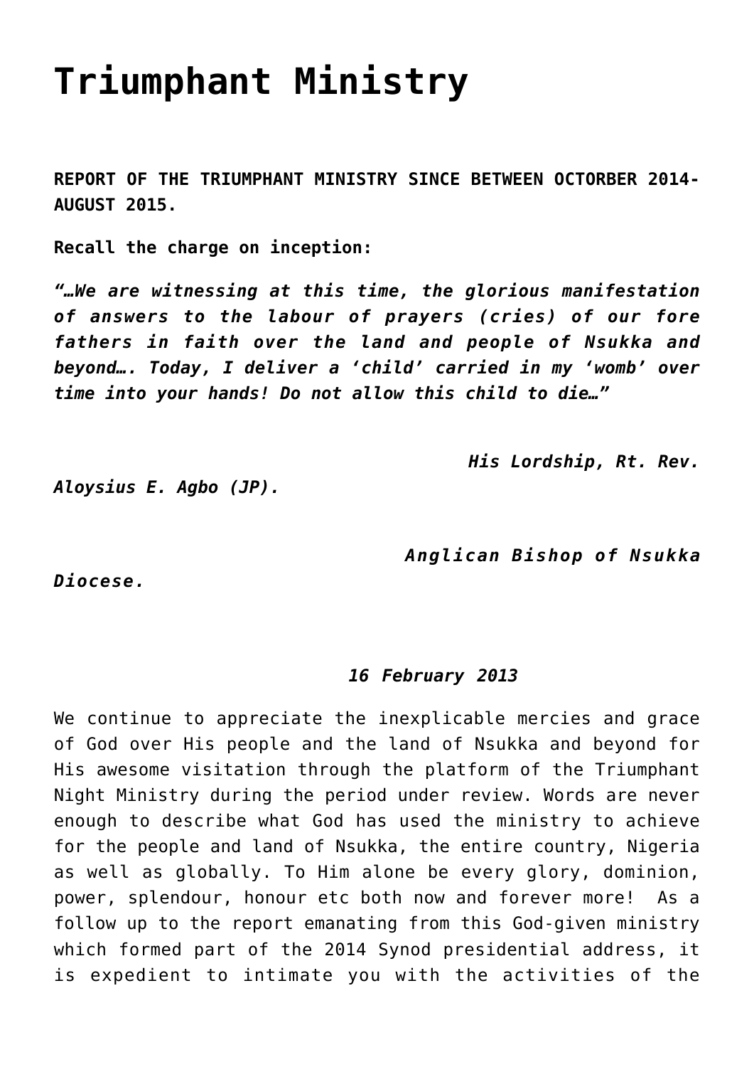# Triumphant Ministry

**REPORT OF THE TRIUMPHANT MINISTRY SINCE BETWEEN OCTORBER 2014-AUGUST 2015.**

**Recall the charge on inception:**

***"…We are witnessing at this time, the glorious manifestation of answers to the labour of prayers (cries) of our fore fathers in faith over the land and people of Nsukka and beyond…. Today, I deliver a 'child' carried in my 'womb' over time into your hands! Do not allow this child to die…"***

***His Lordship, Rt. Rev. Aloysius E. Agbo (JP).***

***Anglican Bishop of Nsukka Diocese.***

***16 February 2013***

We continue to appreciate the inexplicable mercies and grace of God over His people and the land of Nsukka and beyond for His awesome visitation through the platform of the Triumphant Night Ministry during the period under review. Words are never enough to describe what God has used the ministry to achieve for the people and land of Nsukka, the entire country, Nigeria as well as globally. To Him alone be every glory, dominion, power, splendour, honour etc both now and forever more! As a follow up to the report emanating from this God-given ministry which formed part of the 2014 Synod presidential address, it is expedient to intimate you with the activities of the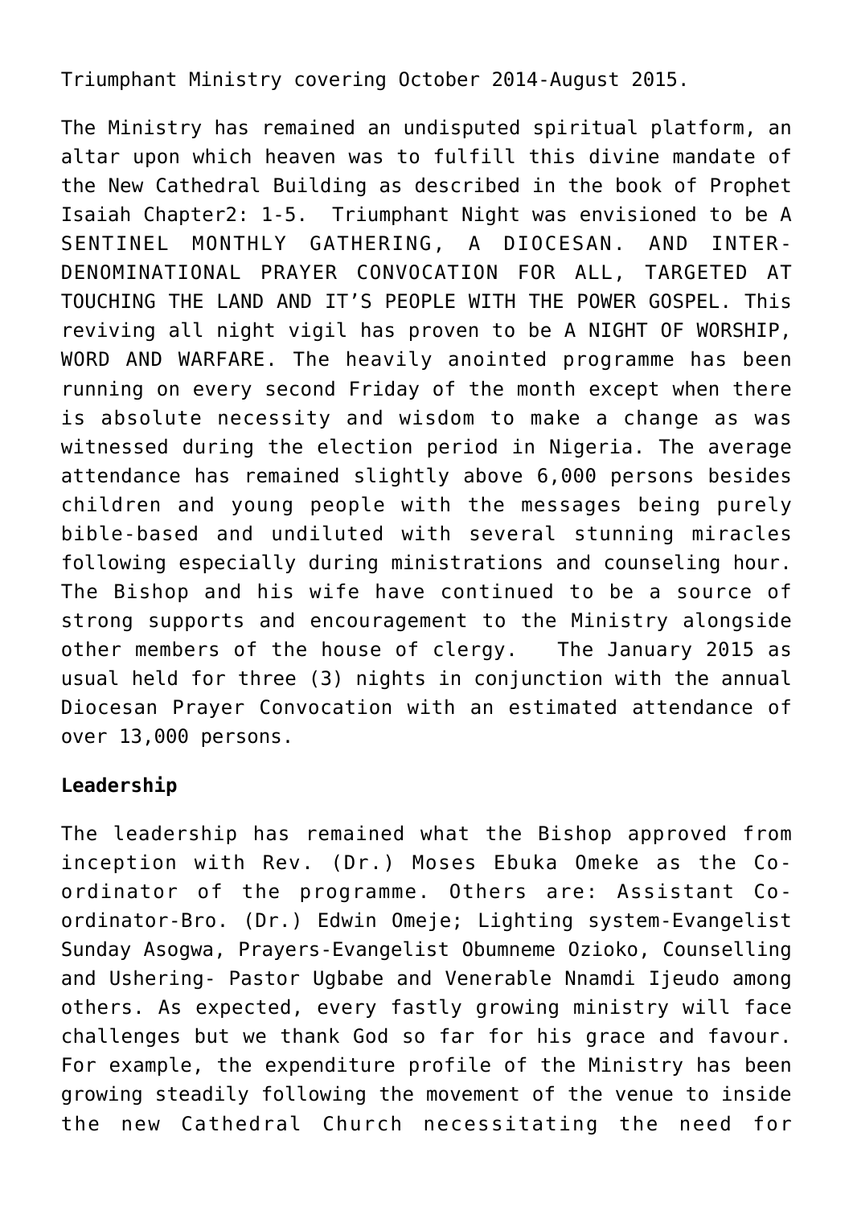Triumphant Ministry covering October 2014-August 2015.

The Ministry has remained an undisputed spiritual platform, an altar upon which heaven was to fulfill this divine mandate of the New Cathedral Building as described in the book of Prophet Isaiah Chapter2: 1-5. Triumphant Night was envisioned to be A SENTINEL MONTHLY GATHERING, A DIOCESAN. AND INTER-DENOMINATIONAL PRAYER CONVOCATION FOR ALL, TARGETED AT TOUCHING THE LAND AND IT'S PEOPLE WITH THE POWER GOSPEL. This reviving all night vigil has proven to be A NIGHT OF WORSHIP, WORD AND WARFARE. The heavily anointed programme has been running on every second Friday of the month except when there is absolute necessity and wisdom to make a change as was witnessed during the election period in Nigeria. The average attendance has remained slightly above 6,000 persons besides children and young people with the messages being purely bible-based and undiluted with several stunning miracles following especially during ministrations and counseling hour. The Bishop and his wife have continued to be a source of strong supports and encouragement to the Ministry alongside other members of the house of clergy. The January 2015 as usual held for three (3) nights in conjunction with the annual Diocesan Prayer Convocation with an estimated attendance of over 13,000 persons.

**Leadership**

The leadership has remained what the Bishop approved from inception with Rev. (Dr.) Moses Ebuka Omeke as the Co-ordinator of the programme. Others are: Assistant Co-ordinator-Bro. (Dr.) Edwin Omeje; Lighting system-Evangelist Sunday Asogwa, Prayers-Evangelist Obumneme Ozioko, Counselling and Ushering- Pastor Ugbabe and Venerable Nnamdi Ijeudo among others. As expected, every fastly growing ministry will face challenges but we thank God so far for his grace and favour. For example, the expenditure profile of the Ministry has been growing steadily following the movement of the venue to inside the new Cathedral Church necessitating the need for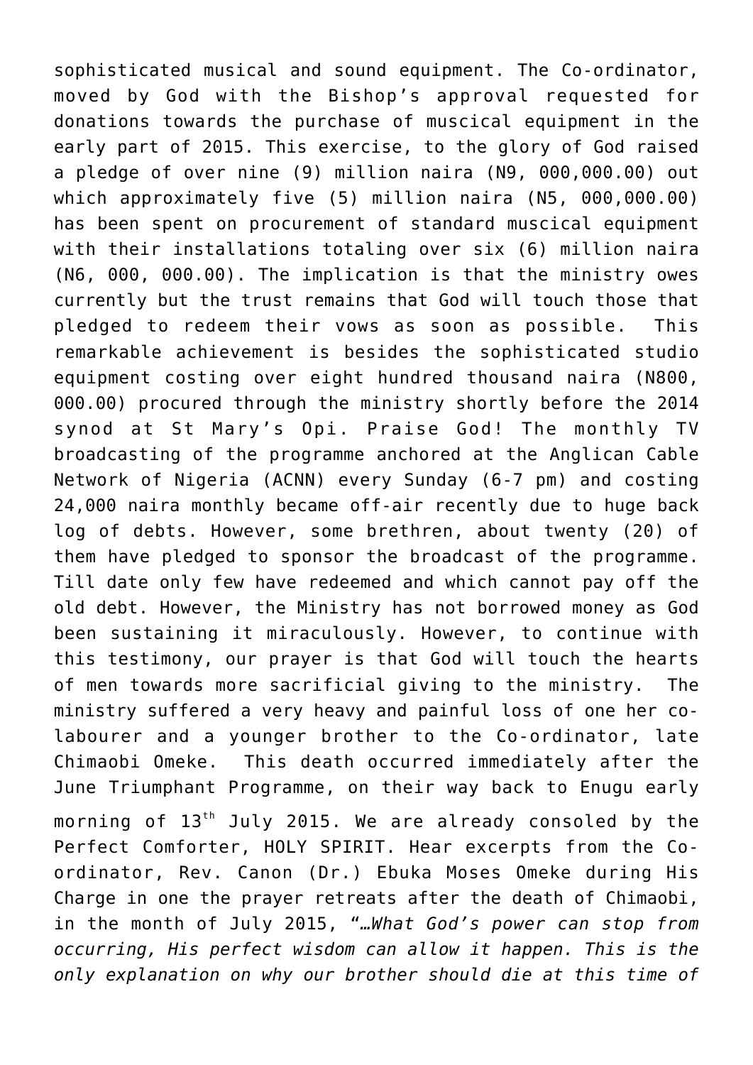sophisticated musical and sound equipment. The Co-ordinator, moved by God with the Bishop's approval requested for donations towards the purchase of muscical equipment in the early part of 2015. This exercise, to the glory of God raised a pledge of over nine (9) million naira (N9, 000,000.00) out which approximately five (5) million naira (N5, 000,000.00) has been spent on procurement of standard muscical equipment with their installations totaling over six (6) million naira (N6, 000, 000.00). The implication is that the ministry owes currently but the trust remains that God will touch those that pledged to redeem their vows as soon as possible. This remarkable achievement is besides the sophisticated studio equipment costing over eight hundred thousand naira (N800, 000.00) procured through the ministry shortly before the 2014 synod at St Mary's Opi. Praise God! The monthly TV broadcasting of the programme anchored at the Anglican Cable Network of Nigeria (ACNN) every Sunday (6-7 pm) and costing 24,000 naira monthly became off-air recently due to huge back log of debts. However, some brethren, about twenty (20) of them have pledged to sponsor the broadcast of the programme. Till date only few have redeemed and which cannot pay off the old debt. However, the Ministry has not borrowed money as God been sustaining it miraculously. However, to continue with this testimony, our prayer is that God will touch the hearts of men towards more sacrificial giving to the ministry. The ministry suffered a very heavy and painful loss of one her co-labourer and a younger brother to the Co-ordinator, late Chimaobi Omeke. This death occurred immediately after the June Triumphant Programme, on their way back to Enugu early morning of 13th July 2015. We are already consoled by the Perfect Comforter, HOLY SPIRIT. Hear excerpts from the Co-ordinator, Rev. Canon (Dr.) Ebuka Moses Omeke during His Charge in one the prayer retreats after the death of Chimaobi, in the month of July 2015, "*…What God's power can stop from occurring, His perfect wisdom can allow it happen. This is the only explanation on why our brother should die at this time of*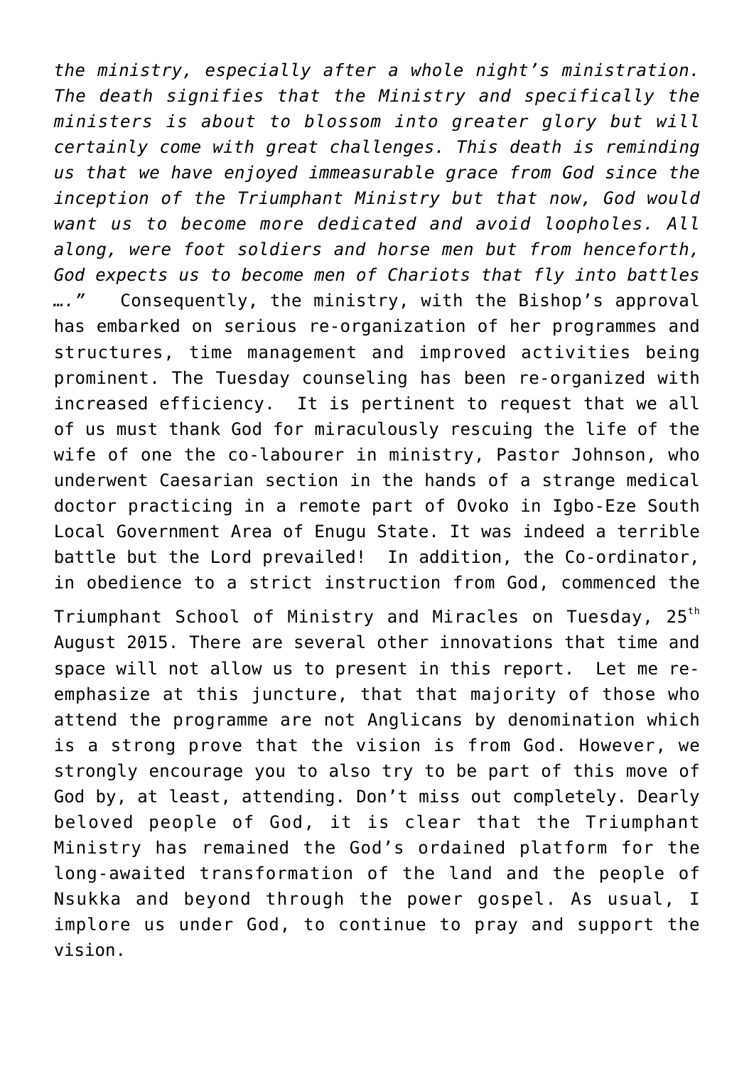*the ministry, especially after a whole night's ministration. The death signifies that the Ministry and specifically the ministers is about to blossom into greater glory but will certainly come with great challenges. This death is reminding us that we have enjoyed immeasurable grace from God since the inception of the Triumphant Ministry but that now, God would want us to become more dedicated and avoid loopholes. All along, were foot soldiers and horse men but from henceforth, God expects us to become men of Chariots that fly into battles ….”* Consequently, the ministry, with the Bishop's approval has embarked on serious re-organization of her programmes and structures, time management and improved activities being prominent. The Tuesday counseling has been re-organized with increased efficiency. It is pertinent to request that we all of us must thank God for miraculously rescuing the life of the wife of one the co-labourer in ministry, Pastor Johnson, who underwent Caesarian section in the hands of a strange medical doctor practicing in a remote part of Ovoko in Igbo-Eze South Local Government Area of Enugu State. It was indeed a terrible battle but the Lord prevailed! In addition, the Co-ordinator, in obedience to a strict instruction from God, commenced the Triumphant School of Ministry and Miracles on Tuesday, 25th August 2015. There are several other innovations that time and space will not allow us to present in this report. Let me re-emphasize at this juncture, that that majority of those who attend the programme are not Anglicans by denomination which is a strong prove that the vision is from God. However, we strongly encourage you to also try to be part of this move of God by, at least, attending. Don't miss out completely. Dearly beloved people of God, it is clear that the Triumphant Ministry has remained the God's ordained platform for the long-awaited transformation of the land and the people of Nsukka and beyond through the power gospel. As usual, I implore us under God, to continue to pray and support the vision.